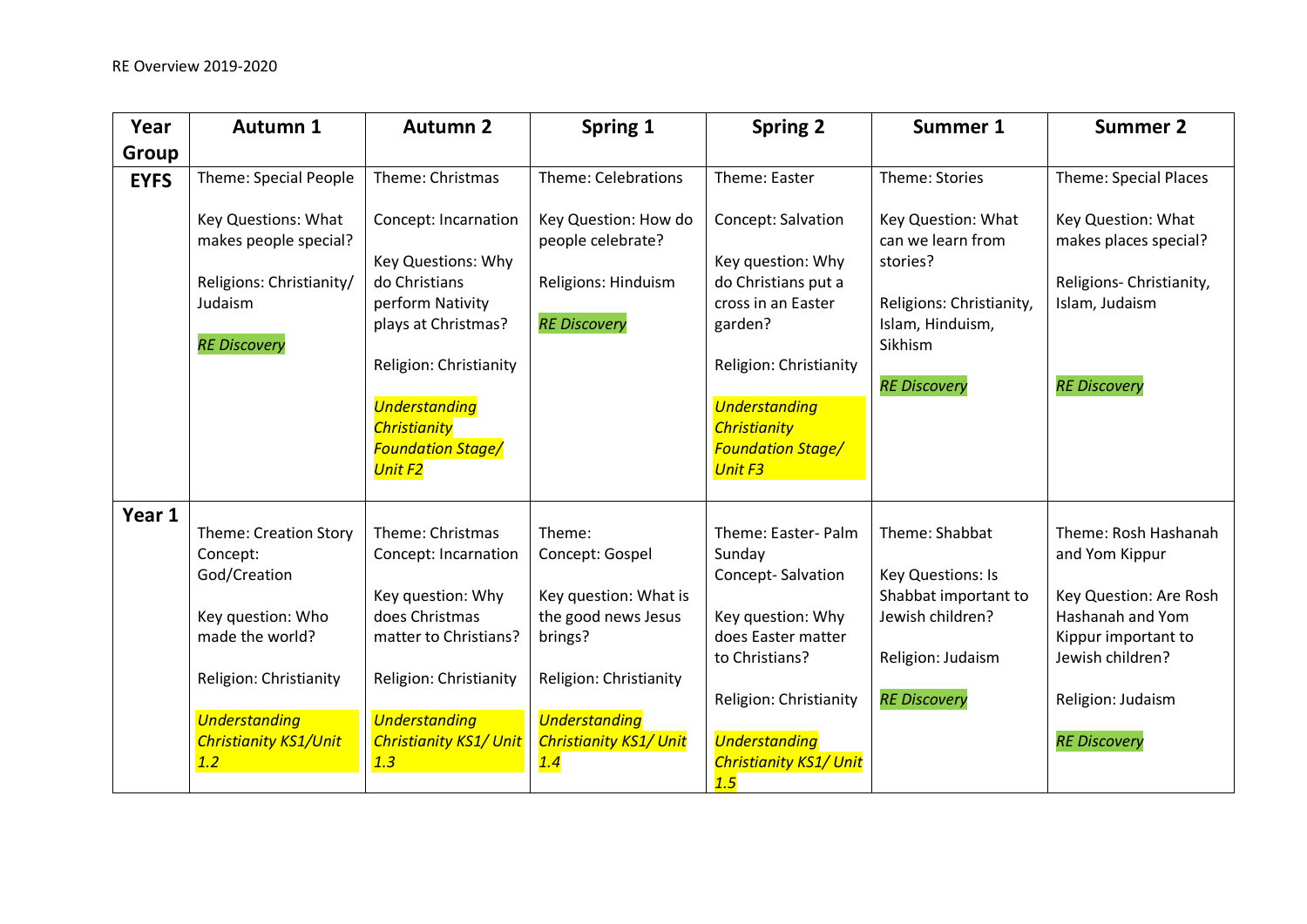RE Overview 2019-2020

| Year Group | Autumn 1 | Autumn 2 | Spring 1 | Spring 2 | Summer 1 | Summer 2 |
|---|---|---|---|---|---|---|
| **EYFS** | Theme: Special People<br><br>Key Questions: What makes people special?<br><br>Religions: Christianity/ Judaism<br><br>*RE Discovery* | Theme: Christmas<br><br>Concept: Incarnation<br><br>Key Questions: Why do Christians perform Nativity plays at Christmas?<br><br>Religion: Christianity<br><br>*Understanding Christianity Foundation Stage/ Unit F2* | Theme: Celebrations<br><br>Key Question: How do people celebrate?<br><br>Religions: Hinduism<br><br>*RE Discovery* | Theme: Easter<br><br>Concept: Salvation<br><br>Key question: Why do Christians put a cross in an Easter garden?<br><br>Religion: Christianity<br><br>*Understanding Christianity Foundation Stage/ Unit F3* | Theme: Stories<br><br>Key Question: What can we learn from stories?<br><br>Religions: Christianity, Islam, Hinduism, Sikhism<br><br>*RE Discovery* | Theme: Special Places<br><br>Key Question: What makes places special?<br><br>Religions- Christianity, Islam, Judaism<br><br>*RE Discovery* |
| **Year 1** | Theme: Creation Story<br>Concept: God/Creation<br><br>Key question: Who made the world?<br><br>Religion: Christianity<br><br>*Understanding Christianity KS1/Unit 1.2* | Theme: Christmas<br>Concept: Incarnation<br><br>Key question: Why does Christmas matter to Christians?<br><br>Religion: Christianity<br><br>*Understanding Christianity KS1/ Unit 1.3* | Theme:<br>Concept: Gospel<br><br>Key question: What is the good news Jesus brings?<br><br>Religion: Christianity<br><br>*Understanding Christianity KS1/ Unit 1.4* | Theme: Easter- Palm Sunday<br>Concept- Salvation<br><br>Key question: Why does Easter matter to Christians?<br><br>Religion: Christianity<br><br>*Understanding Christianity KS1/ Unit 1.5* | Theme: Shabbat<br><br>Key Questions: Is Shabbat important to Jewish children?<br><br>Religion: Judaism<br><br>*RE Discovery* | Theme: Rosh Hashanah and Yom Kippur<br><br>Key Question: Are Rosh Hashanah and Yom Kippur important to Jewish children?<br><br>Religion: Judaism<br><br>*RE Discovery* |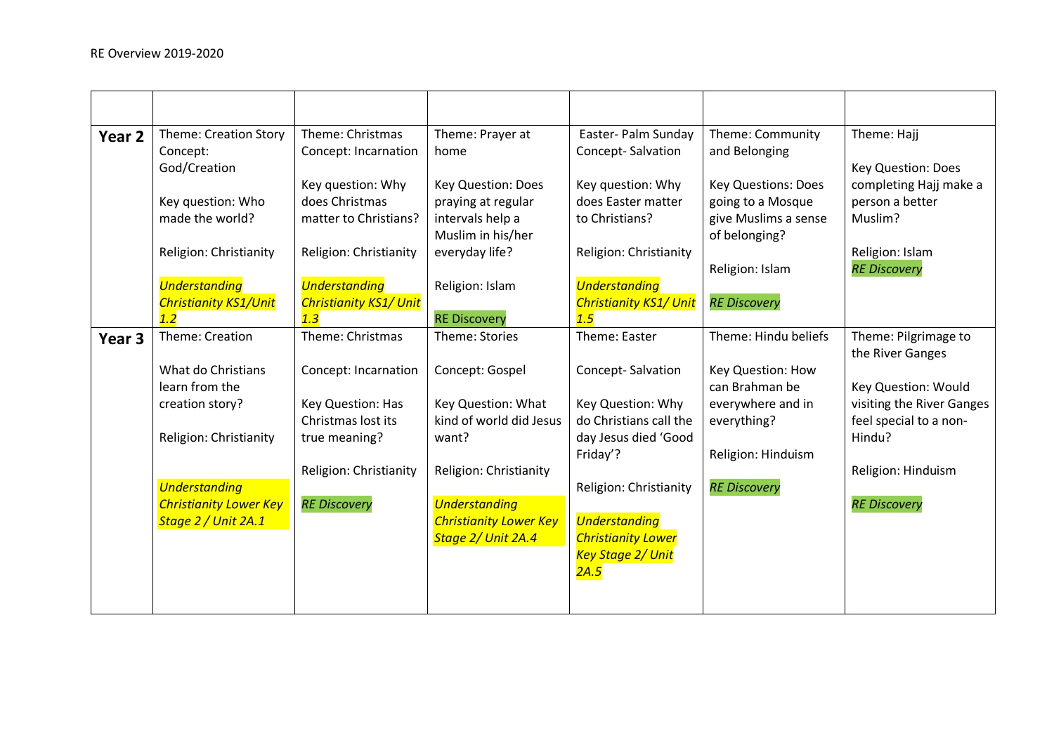RE Overview 2019-2020

| | | | | | | |
|---|---|---|---|---|---|---|
| **Year 2** | Theme: Creation Story<br>Concept: God/Creation<br><br>Key question: Who made the world?<br><br>Religion: Christianity<br><br>*Understanding Christianity KS1/Unit 1.2* | Theme: Christmas<br>Concept: Incarnation<br><br>Key question: Why does Christmas matter to Christians?<br><br>Religion: Christianity<br><br>*Understanding Christianity KS1/ Unit 1.3* | Theme: Prayer at home<br><br>Key Question: Does praying at regular intervals help a Muslim in his/her everyday life?<br><br>Religion: Islam<br><br>RE Discovery | Easter- Palm Sunday<br>Concept- Salvation<br><br>Key question: Why does Easter matter to Christians?<br><br>Religion: Christianity<br><br>*Understanding Christianity KS1/ Unit 1.5* | Theme: Community and Belonging<br><br>Key Questions: Does going to a Mosque give Muslims a sense of belonging?<br><br>Religion: Islam<br><br>*RE Discovery* | Theme: Hajj<br><br>Key Question: Does completing Hajj make a person a better Muslim?<br><br>Religion: Islam<br>*RE Discovery* |
| **Year 3** | Theme: Creation<br><br>What do Christians learn from the creation story?<br><br>Religion: Christianity<br><br>*Understanding Christianity Lower Key Stage 2 / Unit 2A.1* | Theme: Christmas<br><br>Concept: Incarnation<br><br>Key Question: Has Christmas lost its true meaning?<br><br>Religion: Christianity<br><br>*RE Discovery* | Theme: Stories<br><br>Concept: Gospel<br><br>Key Question: What kind of world did Jesus want?<br><br>Religion: Christianity<br><br>*Understanding Christianity Lower Key Stage 2/ Unit 2A.4* | Theme: Easter<br><br>Concept- Salvation<br><br>Key Question: Why do Christians call the day Jesus died 'Good Friday'?<br><br>Religion: Christianity<br><br>*Understanding Christianity Lower Key Stage 2/ Unit 2A.5* | Theme: Hindu beliefs<br><br>Key Question: How can Brahman be everywhere and in everything?<br><br>Religion: Hinduism<br><br>*RE Discovery* | Theme: Pilgrimage to the River Ganges<br><br>Key Question: Would visiting the River Ganges feel special to a non-Hindu?<br><br>Religion: Hinduism<br><br>*RE Discovery* |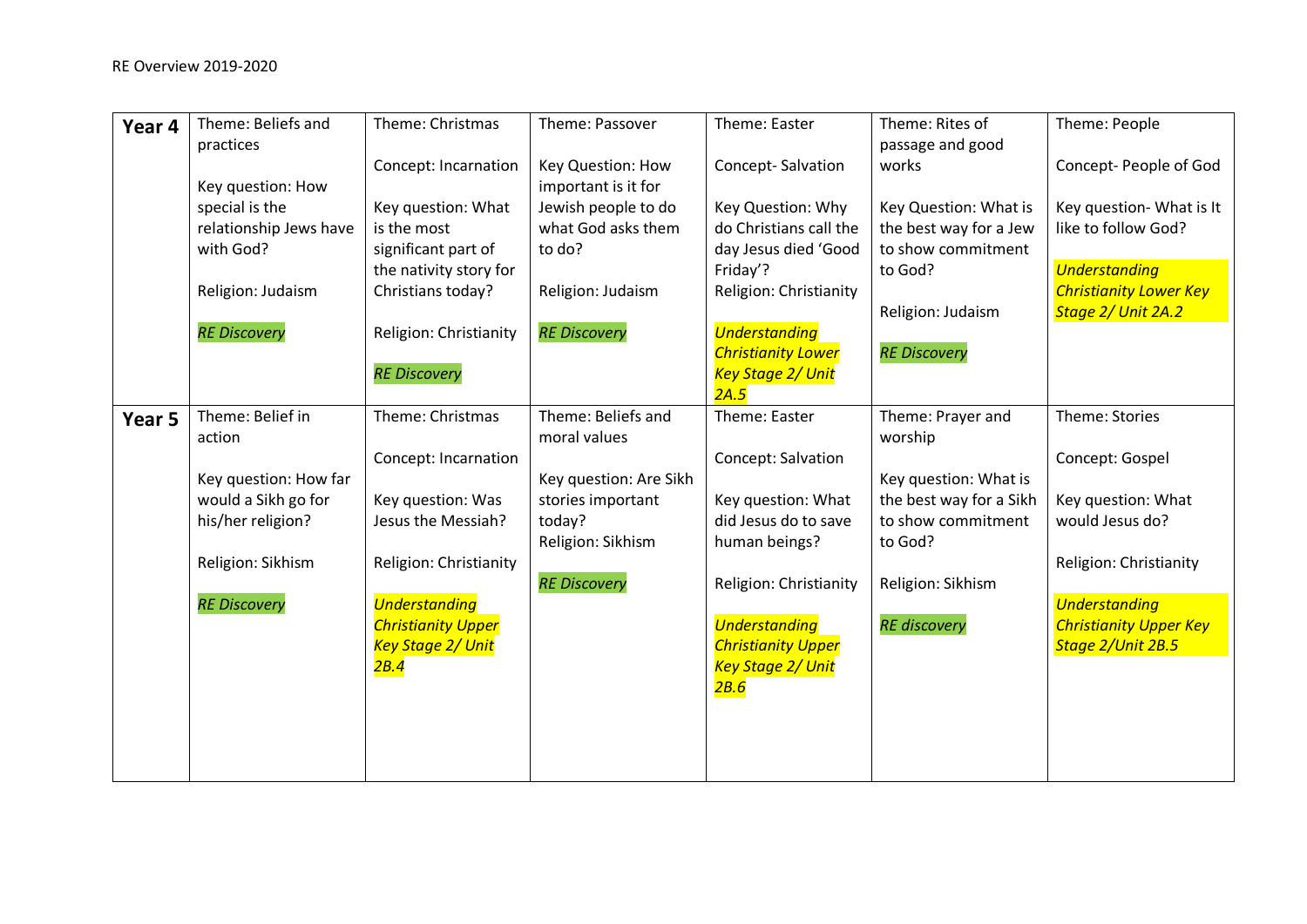RE Overview 2019-2020

| | | | | | | |
|---|---|---|---|---|---|---|
| **Year 4** | Theme: Beliefs and practices<br><br>Key question: How special is the relationship Jews have with God?<br><br>Religion: Judaism<br><br>*RE Discovery* | Theme: Christmas<br><br>Concept: Incarnation<br><br>Key question: What is the most significant part of the nativity story for Christians today?<br><br>Religion: Christianity<br><br>*RE Discovery* | Theme: Passover<br><br>Key Question: How important is it for Jewish people to do what God asks them to do?<br><br>Religion: Judaism<br><br>*RE Discovery* | Theme: Easter<br><br>Concept- Salvation<br><br>Key Question: Why do Christians call the day Jesus died 'Good Friday'?<br>Religion: Christianity<br><br>*Understanding Christianity Lower Key Stage 2/ Unit 2A.5* | Theme: Rites of passage and good works<br><br>Key Question: What is the best way for a Jew to show commitment to God?<br><br>Religion: Judaism<br><br>*RE Discovery* | Theme: People<br><br>Concept- People of God<br><br>Key question- What is It like to follow God?<br><br>*Understanding Christianity Lower Key Stage 2/ Unit 2A.2* |
| **Year 5** | Theme: Belief in action<br><br>Key question: How far would a Sikh go for his/her religion?<br><br>Religion: Sikhism<br><br>*RE Discovery* | Theme: Christmas<br><br>Concept: Incarnation<br><br>Key question: Was Jesus the Messiah?<br><br>Religion: Christianity<br><br>*Understanding Christianity Upper Key Stage 2/ Unit 2B.4* | Theme: Beliefs and moral values<br><br>Key question: Are Sikh stories important today?<br>Religion: Sikhism<br><br>*RE Discovery* | Theme: Easter<br><br>Concept: Salvation<br><br>Key question: What did Jesus do to save human beings?<br><br>Religion: Christianity<br><br>*Understanding Christianity Upper Key Stage 2/ Unit 2B.6* | Theme: Prayer and worship<br><br>Key question: What is the best way for a Sikh to show commitment to God?<br><br>Religion: Sikhism<br><br>*RE discovery* | Theme: Stories<br><br>Concept: Gospel<br><br>Key question: What would Jesus do?<br><br>Religion: Christianity<br><br>*Understanding Christianity Upper Key Stage 2/Unit 2B.5* |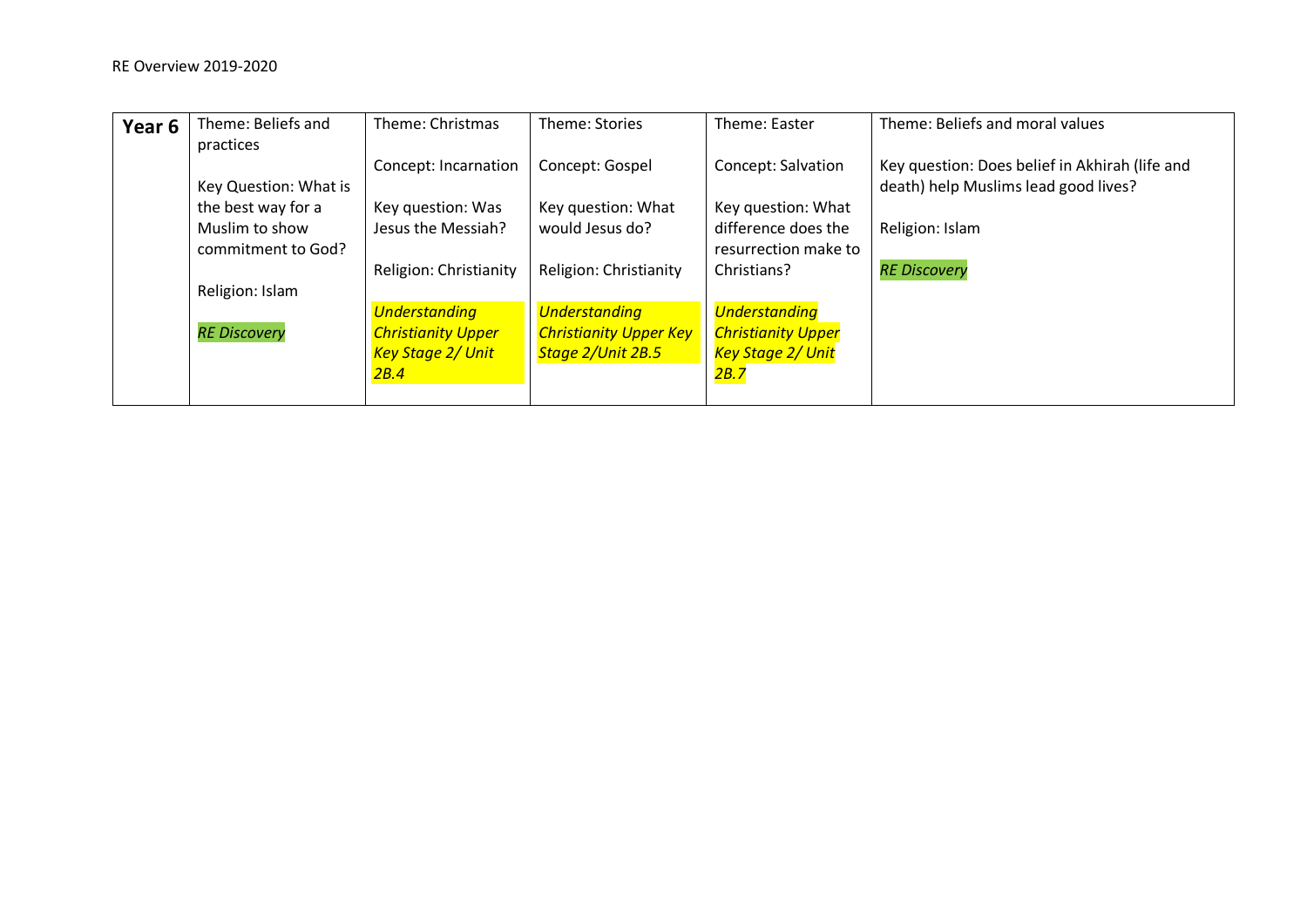RE Overview 2019-2020

| | | | | | |
|---|---|---|---|---|---|
| **Year 6** | Theme: Beliefs and practices<br><br>Key Question: What is the best way for a Muslim to show commitment to God?<br><br>Religion: Islam<br><br>*RE Discovery* | Theme: Christmas<br><br>Concept: Incarnation<br><br>Key question: Was Jesus the Messiah?<br><br>Religion: Christianity<br><br>*Understanding Christianity Upper Key Stage 2/ Unit 2B.4* | Theme: Stories<br><br>Concept: Gospel<br><br>Key question: What would Jesus do?<br><br>Religion: Christianity<br><br>*Understanding Christianity Upper Key Stage 2/Unit 2B.5* | Theme: Easter<br><br>Concept: Salvation<br><br>Key question: What difference does the resurrection make to Christians?<br><br>*Understanding Christianity Upper Key Stage 2/ Unit 2B.7* | Theme: Beliefs and moral values<br><br>Key question: Does belief in Akhirah (life and death) help Muslims lead good lives?<br><br>Religion: Islam<br><br>*RE Discovery* |